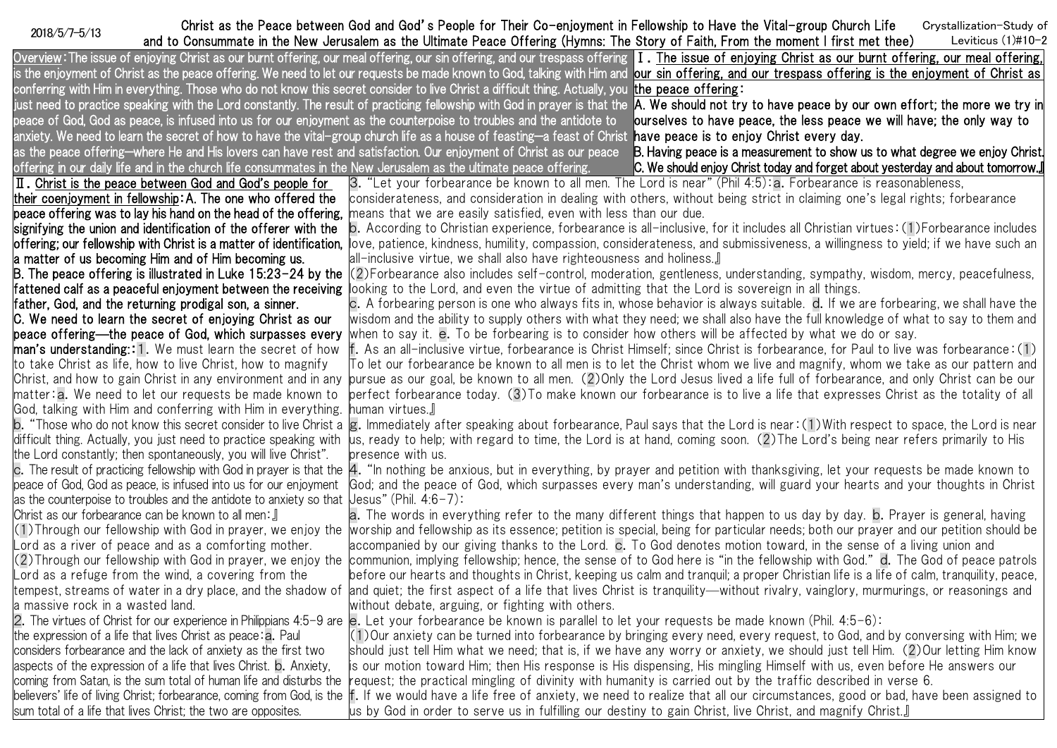2018/5/7-5/13

# Christ as the Peace between God and God's People for Their Co-enjoyment in Fellowship to Have the Vital-group Church Life and to Consummate in the New Jerusalem as the Ultimate Peace Offering (Hymns: The Story of Faith, From the moment I first met thee)

Crystallization-Study of Leviticus (1)#10-2

Overview: The issue of enjoying Christ as our burnt offering, our meal offering, our sin offering, and our trespass offering is the enjoyment of Christ as the peace offering. We need to let our requests be made known to God, talking with Him and conferring with Him in everything. Those who do not know this secret consider to live Christ a difficult thing. Actually, you just need to practice speaking with the Lord constantly. The result of practicing fellowship with God in prayer is that the peace of God, God as peace, is infused into us for our enjoyment as the counterpoise to troubles and the antidote to anxiety. We need to learn the secret of how to have the vital-group church life as a house of feasting—a feast of Christ as the peace offering—where He and His lovers can have rest and satisfaction. Our enjoyment of Christ as our peace offering in our daily life and in the church life consummates in the New Jerusalem as the ultimate peace offering.

**Ⅰ. The issue of enjoying Christ as our burnt offering, our meal offering, our sin offering, and our trespass offering is the enjoyment of Christ as the peace offering:**

**A. We should not try to have peace by our own effort; the more we try in ourselves to have peace, the less peace we will have; the only way to have peace is to enjoy Christ every day.**

**B. Having peace is a measurement to show us to what degree we enjoy Christ.**

**C. We should enjoy Christ today and forget about yesterday and about tomorrow.』**

**Ⅱ. Christ is the peace between God and God's people for their coenjoyment in fellowship: A. The one who offered the peace offering was to lay his hand on the head of the offering, signifying the union and identification of the offerer with the offering; our fellowship with Christ is a matter of identification, a matter of us becoming Him and of Him becoming us.**

**B. The peace offering is illustrated in Luke 15:23-24 by the fattened calf as a peaceful enjoyment between the receiving father, God, and the returning prodigal son, a sinner.**

**C. We need to learn the secret of enjoying Christ as our peace offering—the peace of God, which surpasses every man's understanding:** 1. We must learn the secret of how to take Christ as life, how to live Christ, how to magnify Christ, and how to gain Christ in any environment and in any matter: a. We need to let our requests be made known to God, talking with Him and conferring with Him in everything. b. "Those who do not know this secret consider to live Christ a difficult thing. Actually, you just need to practice speaking with the Lord constantly; then spontaneously, you will live Christ". c. The result of practicing fellowship with God in prayer is that the peace of God, God as peace, is infused into us for our enjoyment as the counterpoise to troubles and the antidote to anxiety so that Christ as our forbearance can be known to all men:』

(1) Through our fellowship with God in prayer, we enjoy the Lord as a river of peace and as a comforting mother.

(2) Through our fellowship with God in prayer, we enjoy the Lord as a refuge from the wind, a covering from the tempest, streams of water in a dry place, and the shadow of a massive rock in a wasted land.

2. The virtues of Christ for our experience in Philippians 4:5-9 are the expression of a life that lives Christ as peace: a. Paul considers forbearance and the lack of anxiety as the first two aspects of the expression of a life that lives Christ. b. Anxiety, coming from Satan, is the sum total of human life and disturbs the believers' life of living Christ; forbearance, coming from God, is the sum total of a life that lives Christ; the two are opposites.

3. "Let your forbearance be known to all men. The Lord is near" (Phil 4:5): a. Forbearance is reasonableness, considerateness, and consideration in dealing with others, without being strict in claiming one's legal rights; forbearance means that we are easily satisfied, even with less than our due.

b. According to Christian experience, forbearance is all-inclusive, for it includes all Christian virtues: (1) Forbearance includes love, patience, kindness, humility, compassion, considerateness, and submissiveness, a willingness to yield; if we have such an all-inclusive virtue, we shall also have righteousness and holiness.』

(2) Forbearance also includes self-control, moderation, gentleness, understanding, sympathy, wisdom, mercy, peacefulness, looking to the Lord, and even the virtue of admitting that the Lord is sovereign in all things.

c. A forbearing person is one who always fits in, whose behavior is always suitable. d. If we are forbearing, we shall have the wisdom and the ability to supply others with what they need; we shall also have the full knowledge of what to say to them and when to say it. e. To be forbearing is to consider how others will be affected by what we do or say.

f. As an all-inclusive virtue, forbearance is Christ Himself; since Christ is forbearance, for Paul to live was forbearance: (1) To let our forbearance be known to all men is to let the Christ whom we live and magnify, whom we take as our pattern and pursue as our goal, be known to all men. (2) Only the Lord Jesus lived a life full of forbearance, and only Christ can be our perfect forbearance today. (3) To make known our forbearance is to live a life that expresses Christ as the totality of all human virtues.』

g. Immediately after speaking about forbearance, Paul says that the Lord is near: (1) With respect to space, the Lord is near us, ready to help; with regard to time, the Lord is at hand, coming soon. (2) The Lord's being near refers primarily to His presence with us.

4. "In nothing be anxious, but in everything, by prayer and petition with thanksgiving, let your requests be made known to God; and the peace of God, which surpasses every man's understanding, will guard your hearts and your thoughts in Christ Jesus" (Phil. 4:6-7):

a. The words in everything refer to the many different things that happen to us day by day. b. Prayer is general, having worship and fellowship as its essence; petition is special, being for particular needs; both our prayer and our petition should be accompanied by our giving thanks to the Lord. c. To God denotes motion toward, in the sense of a living union and communion, implying fellowship; hence, the sense of to God here is "in the fellowship with God." d. The God of peace patrols before our hearts and thoughts in Christ, keeping us calm and tranquil; a proper Christian life is a life of calm, tranquility, peace, and quiet; the first aspect of a life that lives Christ is tranquility—without rivalry, vainglory, murmurings, or reasonings and without debate, arguing, or fighting with others.

e. Let your forbearance be known is parallel to let your requests be made known (Phil. 4:5-6):

(1) Our anxiety can be turned into forbearance by bringing every need, every request, to God, and by conversing with Him; we should just tell Him what we need; that is, if we have any worry or anxiety, we should just tell Him. (2) Our letting Him know is our motion toward Him; then His response is His dispensing, His mingling Himself with us, even before He answers our request; the practical mingling of divinity with humanity is carried out by the traffic described in verse 6.

f. If we would have a life free of anxiety, we need to realize that all our circumstances, good or bad, have been assigned to us by God in order to serve us in fulfilling our destiny to gain Christ, live Christ, and magnify Christ.』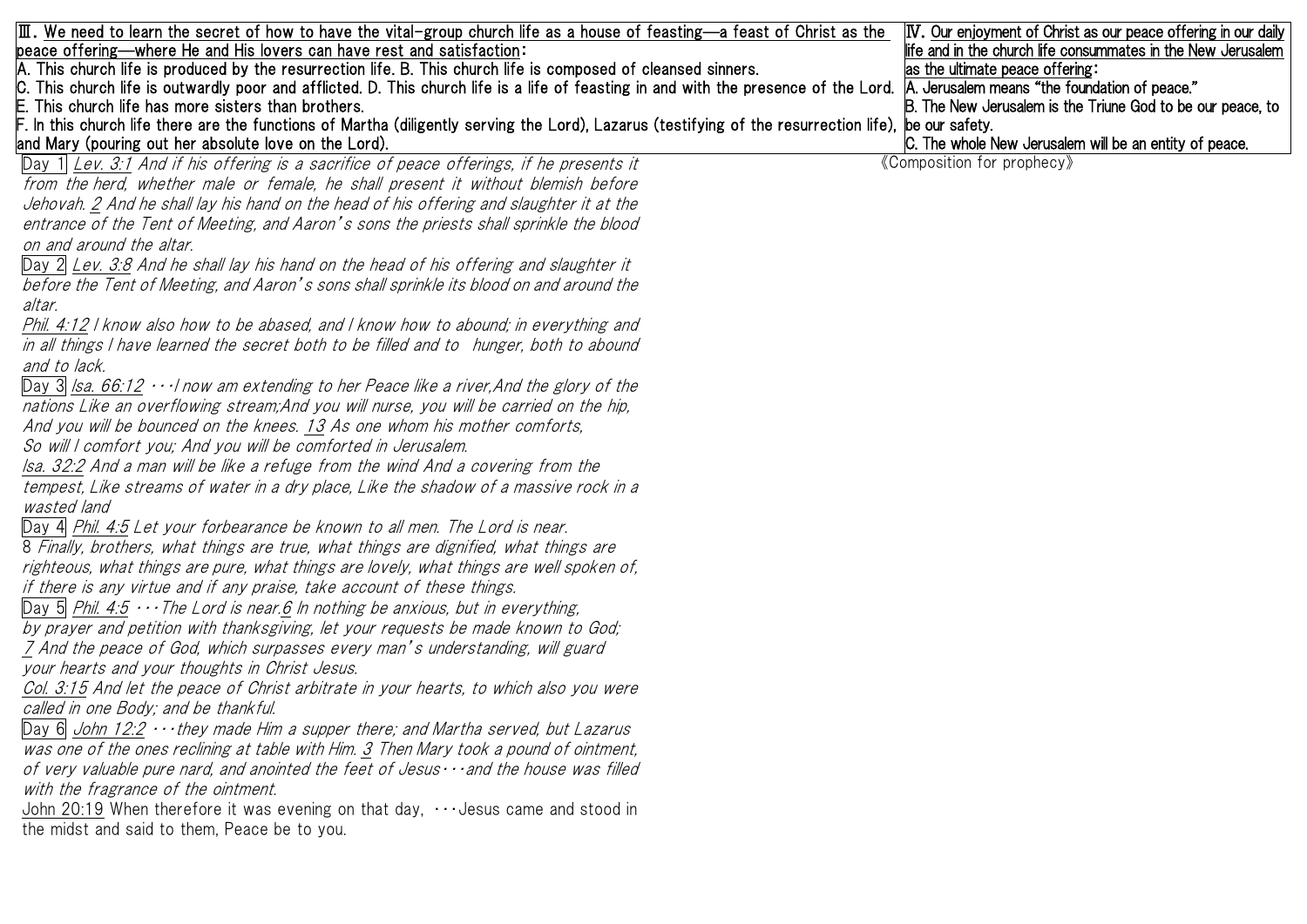**Ⅲ. We need to learn the secret of how to have the vital-group church life as a house of feasting—a feast of Christ as the peace offering—where He and His lovers can have rest and satisfaction:**

A. This church life is produced by the resurrection life. B. This church life is composed of cleansed sinners.
C. This church life is outwardly poor and afflicted. D. This church life is a life of feasting in and with the presence of the Lord.
E. This church life has more sisters than brothers.
F. In this church life there are the functions of Martha (diligently serving the Lord), Lazarus (testifying of the resurrection life), and Mary (pouring out her absolute love on the Lord).

**Ⅳ. Our enjoyment of Christ as our peace offering in our daily life and in the church life consummates in the New Jerusalem as the ultimate peace offering:**

A. Jerusalem means "the foundation of peace."
B. The New Jerusalem is the Triune God to be our peace, to be our safety.
C. The whole New Jerusalem will be an entity of peace.

《Composition for prophecy》

Day 1 *Lev. 3:1 And if his offering is a sacrifice of peace offerings, if he presents it from the herd, whether male or female, he shall present it without blemish before Jehovah. 2 And he shall lay his hand on the head of his offering and slaughter it at the entrance of the Tent of Meeting, and Aaron's sons the priests shall sprinkle the blood on and around the altar.*

Day 2 *Lev. 3:8 And he shall lay his hand on the head of his offering and slaughter it before the Tent of Meeting, and Aaron's sons shall sprinkle its blood on and around the altar.*

*Phil. 4:12 I know also how to be abased, and I know how to abound; in everything and in all things I have learned the secret both to be filled and to hunger, both to abound and to lack.*

Day 3 *Isa. 66:12 …I now am extending to her Peace like a river, And the glory of the nations Like an overflowing stream; And you will nurse, you will be carried on the hip, And you will be bounced on the knees. 13 As one whom his mother comforts, So will I comfort you; And you will be comforted in Jerusalem.*

*Isa. 32:2 And a man will be like a refuge from the wind And a covering from the tempest, Like streams of water in a dry place, Like the shadow of a massive rock in a wasted land*

Day 4 *Phil. 4:5 Let your forbearance be known to all men. The Lord is near.*
8 *Finally, brothers, what things are true, what things are dignified, what things are righteous, what things are pure, what things are lovely, what things are well spoken of, if there is any virtue and if any praise, take account of these things.*

Day 5 *Phil. 4:5 …The Lord is near. 6 In nothing be anxious, but in everything, by prayer and petition with thanksgiving, let your requests be made known to God; 7 And the peace of God, which surpasses every man's understanding, will guard your hearts and your thoughts in Christ Jesus.*

*Col. 3:15 And let the peace of Christ arbitrate in your hearts, to which also you were called in one Body; and be thankful.*

Day 6 *John 12:2 …they made Him a supper there; and Martha served, but Lazarus was one of the ones reclining at table with Him. 3 Then Mary took a pound of ointment, of very valuable pure nard, and anointed the feet of Jesus…and the house was filled with the fragrance of the ointment.*

John 20:19 When therefore it was evening on that day, …Jesus came and stood in the midst and said to them, Peace be to you.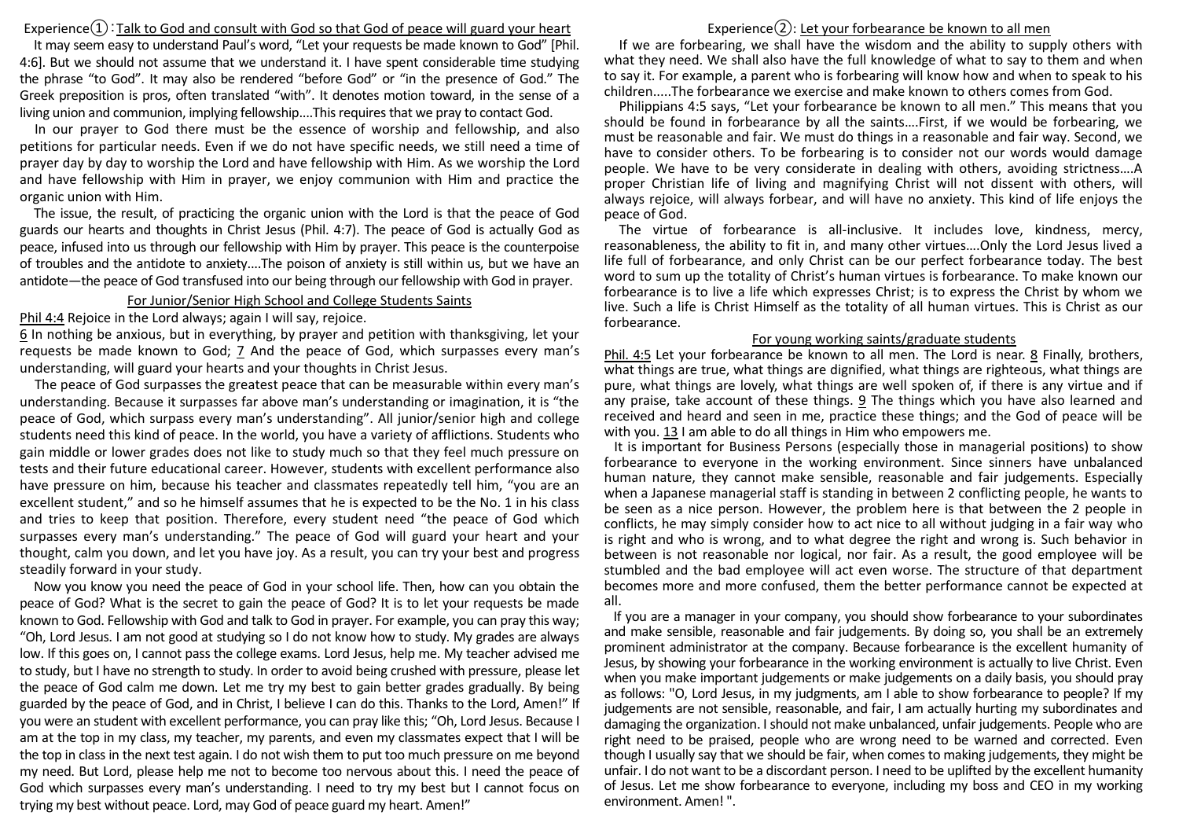## Experience①：Talk to God and consult with God so that God of peace will guard your heart

It may seem easy to understand Paul's word, "Let your requests be made known to God" [Phil. 4:6]. But we should not assume that we understand it. I have spent considerable time studying the phrase "to God". It may also be rendered "before God" or "in the presence of God." The Greek preposition is pros, often translated "with". It denotes motion toward, in the sense of a living union and communion, implying fellowship....This requires that we pray to contact God.

In our prayer to God there must be the essence of worship and fellowship, and also petitions for particular needs. Even if we do not have specific needs, we still need a time of prayer day by day to worship the Lord and have fellowship with Him. As we worship the Lord and have fellowship with Him in prayer, we enjoy communion with Him and practice the organic union with Him.

The issue, the result, of practicing the organic union with the Lord is that the peace of God guards our hearts and thoughts in Christ Jesus (Phil. 4:7). The peace of God is actually God as peace, infused into us through our fellowship with Him by prayer. This peace is the counterpoise of troubles and the antidote to anxiety....The poison of anxiety is still within us, but we have an antidote—the peace of God transfused into our being through our fellowship with God in prayer.

### For Junior/Senior High School and College Students Saints

Phil 4:4 Rejoice in the Lord always; again I will say, rejoice.
6 In nothing be anxious, but in everything, by prayer and petition with thanksgiving, let your requests be made known to God; 7 And the peace of God, which surpasses every man's understanding, will guard your hearts and your thoughts in Christ Jesus.

The peace of God surpasses the greatest peace that can be measurable within every man's understanding. Because it surpasses far above man's understanding or imagination, it is "the peace of God, which surpass every man's understanding". All junior/senior high and college students need this kind of peace. In the world, you have a variety of afflictions. Students who gain middle or lower grades does not like to study much so that they feel much pressure on tests and their future educational career. However, students with excellent performance also have pressure on him, because his teacher and classmates repeatedly tell him, "you are an excellent student," and so he himself assumes that he is expected to be the No. 1 in his class and tries to keep that position. Therefore, every student need "the peace of God which surpasses every man's understanding." The peace of God will guard your heart and your thought, calm you down, and let you have joy. As a result, you can try your best and progress steadily forward in your study.

Now you know you need the peace of God in your school life. Then, how can you obtain the peace of God? What is the secret to gain the peace of God? It is to let your requests be made known to God. Fellowship with God and talk to God in prayer. For example, you can pray this way; "Oh, Lord Jesus. I am not good at studying so I do not know how to study. My grades are always low. If this goes on, I cannot pass the college exams. Lord Jesus, help me. My teacher advised me to study, but I have no strength to study. In order to avoid being crushed with pressure, please let the peace of God calm me down. Let me try my best to gain better grades gradually. By being guarded by the peace of God, and in Christ, I believe I can do this. Thanks to the Lord, Amen!" If you were an student with excellent performance, you can pray like this; "Oh, Lord Jesus. Because I am at the top in my class, my teacher, my parents, and even my classmates expect that I will be the top in class in the next test again. I do not wish them to put too much pressure on me beyond my need. But Lord, please help me not to become too nervous about this. I need the peace of God which surpasses every man's understanding. I need to try my best but I cannot focus on trying my best without peace. Lord, may God of peace guard my heart. Amen!"

## Experience②: Let your forbearance be known to all men

If we are forbearing, we shall have the wisdom and the ability to supply others with what they need. We shall also have the full knowledge of what to say to them and when to say it. For example, a parent who is forbearing will know how and when to speak to his children.....The forbearance we exercise and make known to others comes from God.

Philippians 4:5 says, "Let your forbearance be known to all men." This means that you should be found in forbearance by all the saints....First, if we would be forbearing, we must be reasonable and fair. We must do things in a reasonable and fair way. Second, we have to consider others. To be forbearing is to consider not our words would damage people. We have to be very considerate in dealing with others, avoiding strictness....A proper Christian life of living and magnifying Christ will not dissent with others, will always rejoice, will always forbear, and will have no anxiety. This kind of life enjoys the peace of God.

The virtue of forbearance is all-inclusive. It includes love, kindness, mercy, reasonableness, the ability to fit in, and many other virtues....Only the Lord Jesus lived a life full of forbearance, and only Christ can be our perfect forbearance today. The best word to sum up the totality of Christ's human virtues is forbearance. To make known our forbearance is to live a life which expresses Christ; is to express the Christ by whom we live. Such a life is Christ Himself as the totality of all human virtues. This is Christ as our forbearance.

### For young working saints/graduate students

Phil. 4:5 Let your forbearance be known to all men. The Lord is near. 8 Finally, brothers, what things are true, what things are dignified, what things are righteous, what things are pure, what things are lovely, what things are well spoken of, if there is any virtue and if any praise, take account of these things. 9 The things which you have also learned and received and heard and seen in me, practice these things; and the God of peace will be with you. 13 I am able to do all things in Him who empowers me.

It is important for Business Persons (especially those in managerial positions) to show forbearance to everyone in the working environment. Since sinners have unbalanced human nature, they cannot make sensible, reasonable and fair judgements. Especially when a Japanese managerial staff is standing in between 2 conflicting people, he wants to be seen as a nice person. However, the problem here is that between the 2 people in conflicts, he may simply consider how to act nice to all without judging in a fair way who is right and who is wrong, and to what degree the right and wrong is. Such behavior in between is not reasonable nor logical, nor fair. As a result, the good employee will be stumbled and the bad employee will act even worse. The structure of that department becomes more and more confused, them the better performance cannot be expected at all.

If you are a manager in your company, you should show forbearance to your subordinates and make sensible, reasonable and fair judgements. By doing so, you shall be an extremely prominent administrator at the company. Because forbearance is the excellent humanity of Jesus, by showing your forbearance in the working environment is actually to live Christ. Even when you make important judgements or make judgements on a daily basis, you should pray as follows: "O, Lord Jesus, in my judgments, am I able to show forbearance to people? If my judgements are not sensible, reasonable, and fair, I am actually hurting my subordinates and damaging the organization. I should not make unbalanced, unfair judgements. People who are right need to be praised, people who are wrong need to be warned and corrected. Even though I usually say that we should be fair, when comes to making judgements, they might be unfair. I do not want to be a discordant person. I need to be uplifted by the excellent humanity of Jesus. Let me show forbearance to everyone, including my boss and CEO in my working environment. Amen! ".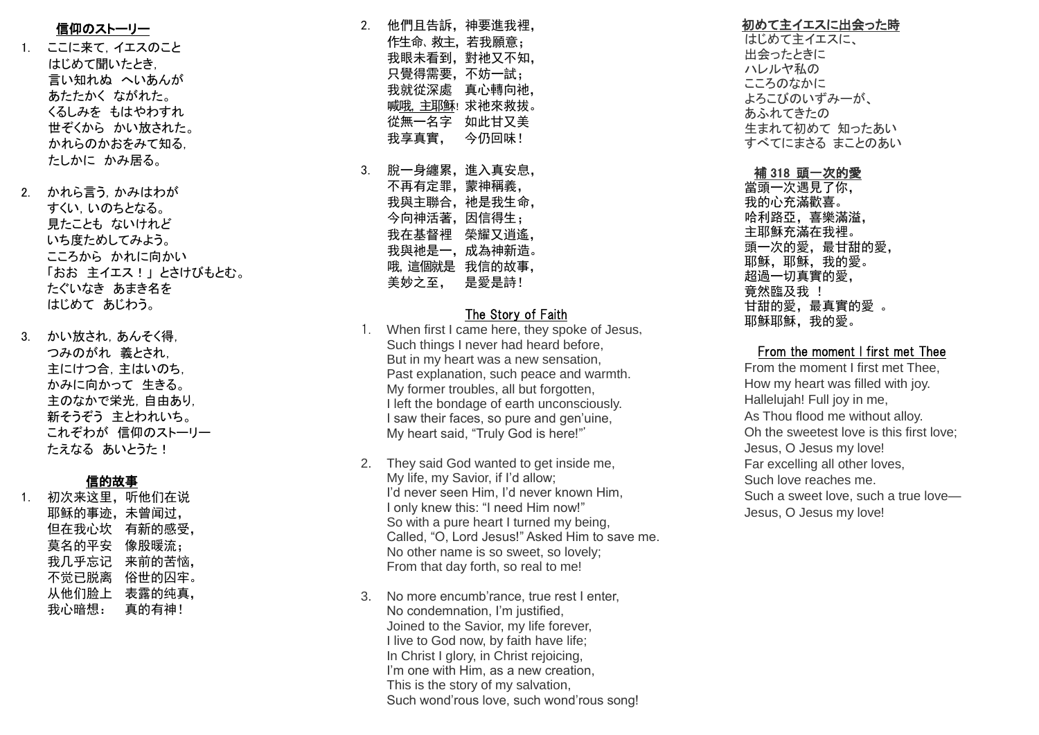## 信仰のストーリー

1. ここに来て，イエスのこと
はじめて聞いたとき，
言い知れぬ　へいあんが
あたたかく ながれた。
くるしみを　もはやわすれ
世ぞくから　かい放された。
かれらのかおをみて知る，
たしかに　かみ居る。

2. かれら言う，かみはわが
すくい，いのちとなる。
見たことも　ないけれど
いち度ためしてみよう。
こころから　かれに向かい
「おお　主イエス！」とさけびもとむ。
たぐいなき　あまき名を
はじめて　あじわう。

3. かい放され，あんそく得，
つみのがれ　義とされ，
主にけつ合，主はいのち，
かみに向かって　生きる。
主のなかで栄光，自由あり，
新そうぞう　主とわれいち。
これぞわが　信仰のストーリー
たえなる　あいとうた！

## 信的故事

1. 初次来这里，听他们在说
耶稣的事迹，未曾闻过，
但在我心坎　有新的感受，
莫名的平安　像股暖流；
我几乎忘记　来前的苦恼，
不觉已脱离　俗世的囚牢。
从他们脸上　表露的纯真，
我心暗想：　真的有神！

2. 他們且告訴，神要進我裡，
作生命、救主，若我願意；
我眼未看到，對祂又不知，
只覺得需要，不妨一試；
我就從深處　真心轉向祂，
喊哦，主耶穌！求祂來救拔。
從無一名字　如此甘又美
我享真實，　今仍回味！

3. 脫一身纏累，進入真安息，
不再有定罪，蒙神稱義，
我與主聯合，祂是我生命，
今向神活著，因信得生；
我在基督裡　榮耀又逍遙，
我與祂是一，成為神新造。
哦，這個就是　我信的故事，
美妙之至，　是愛是詩！

## The Story of Faith

1. When first I came here, they spoke of Jesus,
Such things I never had heard before,
But in my heart was a new sensation,
Past explanation, such peace and warmth.
My former troubles, all but forgotten,
I left the bondage of earth unconsciously.
I saw their faces, so pure and gen'uine,
My heart said, "Truly God is here!"

2. They said God wanted to get inside me,
My life, my Savior, if I'd allow;
I'd never seen Him, I'd never known Him,
I only knew this: "I need Him now!"
So with a pure heart I turned my being,
Called, "O, Lord Jesus!" Asked Him to save me.
No other name is so sweet, so lovely;
From that day forth, so real to me!

3. No more encumb'rance, true rest I enter,
No condemnation, I'm justified,
Joined to the Savior, my life forever,
I live to God now, by faith have life;
In Christ I glory, in Christ rejoicing,
I'm one with Him, as a new creation,
This is the story of my salvation,
Such wond'rous love, such wond'rous song!

## 初めて主イエスに出会った時

はじめて主イエスに、
出会ったときに
ハレルヤ私の
こころのなかに
よろこびのいずみーが、
あふれてきたの
生まれて初めて　知ったあい
すべてにまさる まことのあい

## 補 318 頭一次的愛

當頭一次遇見了你，
我的心充滿歡喜。
哈利路亞，喜樂滿溢，
主耶穌充滿在我裡。
頭一次的愛，最甘甜的愛，
耶穌，耶穌，我的愛。
超過一切真實的愛，
竟然臨及我 ！
甘甜的愛，最真實的愛 。
耶穌耶穌，我的愛。

## From the moment I first met Thee

From the moment I first met Thee,
How my heart was filled with joy.
Hallelujah! Full joy in me,
As Thou flood me without alloy.
Oh the sweetest love is this first love;
Jesus, O Jesus my love!
Far excelling all other loves,
Such love reaches me.
Such a sweet love, such a true love—
Jesus, O Jesus my love!